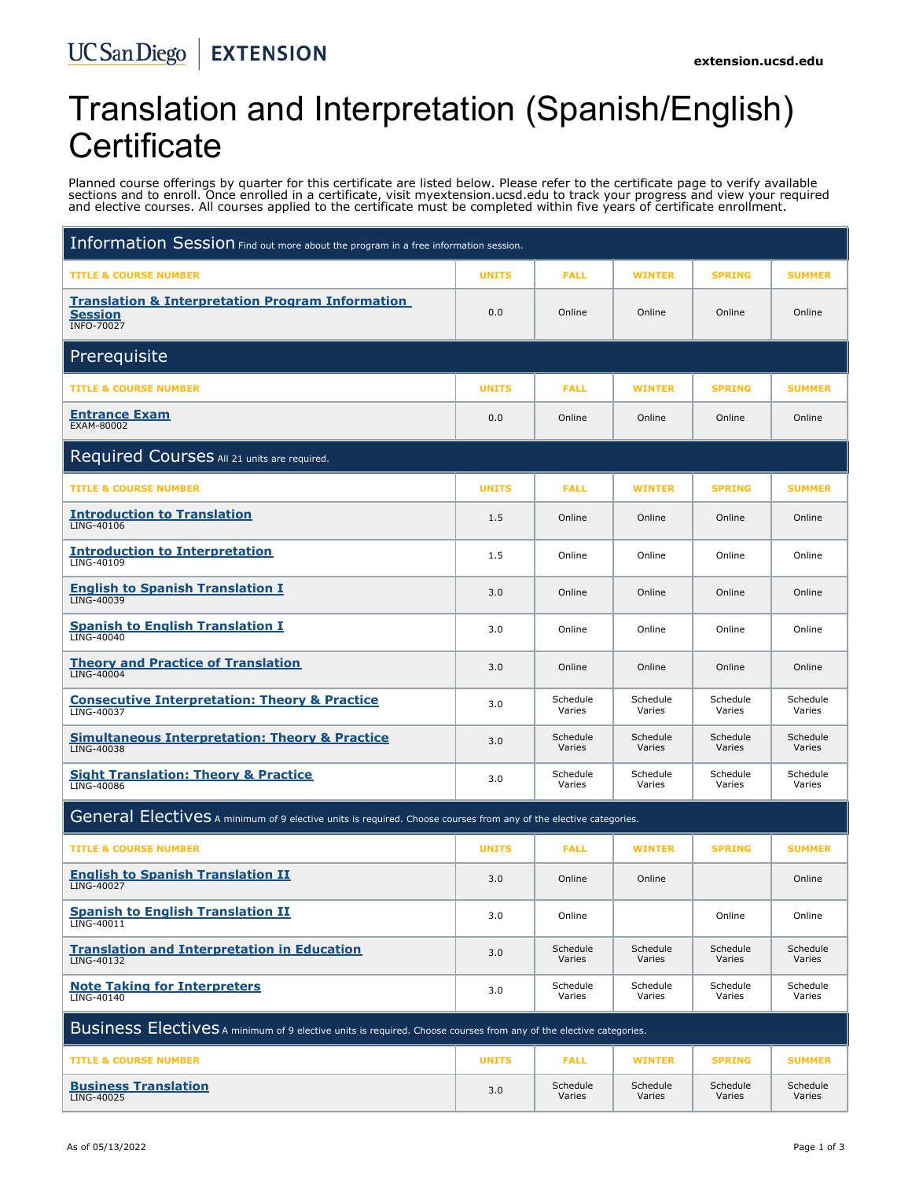UC San Diego | EXTENSION

extension.ucsd.edu

# Translation and Interpretation (Spanish/English) Certificate

Planned course offerings by quarter for this certificate are listed below. Please refer to the certificate page to verify available sections and to enroll. Once enrolled in a certificate, visit myextension.ucsd.edu to track your progress and view your required and elective courses. All courses applied to the certificate must be completed within five years of certificate enrollment.

## Information Session

Find out more about the program in a free information session.

| TITLE & COURSE NUMBER | UNITS | FALL | WINTER | SPRING | SUMMER |
|---|---|---|---|---|---|
| **Translation & Interpretation Program Information Session** INFO-70027 | 0.0 | Online | Online | Online | Online |

## Prerequisite

| TITLE & COURSE NUMBER | UNITS | FALL | WINTER | SPRING | SUMMER |
|---|---|---|---|---|---|
| **Entrance Exam** EXAM-80002 | 0.0 | Online | Online | Online | Online |

## Required Courses

All 21 units are required.

| TITLE & COURSE NUMBER | UNITS | FALL | WINTER | SPRING | SUMMER |
|---|---|---|---|---|---|
| **Introduction to Translation** LING-40106 | 1.5 | Online | Online | Online | Online |
| **Introduction to Interpretation** LING-40109 | 1.5 | Online | Online | Online | Online |
| **English to Spanish Translation I** LING-40039 | 3.0 | Online | Online | Online | Online |
| **Spanish to English Translation I** LING-40040 | 3.0 | Online | Online | Online | Online |
| **Theory and Practice of Translation** LING-40004 | 3.0 | Online | Online | Online | Online |
| **Consecutive Interpretation: Theory & Practice** LING-40037 | 3.0 | Schedule Varies | Schedule Varies | Schedule Varies | Schedule Varies |
| **Simultaneous Interpretation: Theory & Practice** LING-40038 | 3.0 | Schedule Varies | Schedule Varies | Schedule Varies | Schedule Varies |
| **Sight Translation: Theory & Practice** LING-40086 | 3.0 | Schedule Varies | Schedule Varies | Schedule Varies | Schedule Varies |

## General Electives

A minimum of 9 elective units is required. Choose courses from any of the elective categories.

| TITLE & COURSE NUMBER | UNITS | FALL | WINTER | SPRING | SUMMER |
|---|---|---|---|---|---|
| **English to Spanish Translation II** LING-40027 | 3.0 | Online | Online | | Online |
| **Spanish to English Translation II** LING-40011 | 3.0 | Online | | Online | Online |
| **Translation and Interpretation in Education** LING-40132 | 3.0 | Schedule Varies | Schedule Varies | Schedule Varies | Schedule Varies |
| **Note Taking for Interpreters** LING-40140 | 3.0 | Schedule Varies | Schedule Varies | Schedule Varies | Schedule Varies |

## Business Electives

A minimum of 9 elective units is required. Choose courses from any of the elective categories.

| TITLE & COURSE NUMBER | UNITS | FALL | WINTER | SPRING | SUMMER |
|---|---|---|---|---|---|
| **Business Translation** LING-40025 | 3.0 | Schedule Varies | Schedule Varies | Schedule Varies | Schedule Varies |

As of 05/13/2022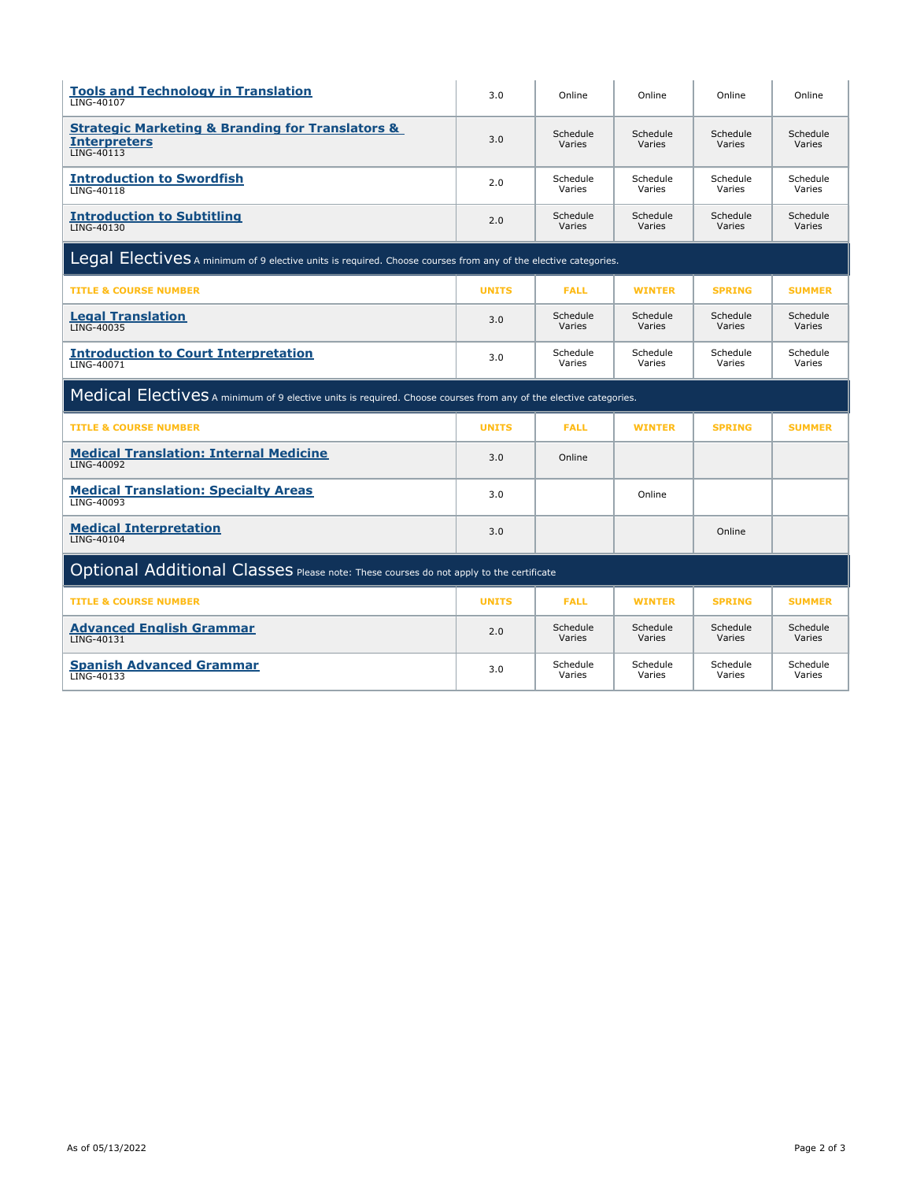| Title & Course Number | Units | Fall | Winter | Spring | Summer |
|---|---|---|---|---|---|
| **Tools and Technology in Translation** LING-40107 | 3.0 | Online | Online | Online | Online |
| **Strategic Marketing & Branding for Translators & Interpreters** LING-40113 | 3.0 | Schedule Varies | Schedule Varies | Schedule Varies | Schedule Varies |
| **Introduction to Swordfish** LING-40118 | 2.0 | Schedule Varies | Schedule Varies | Schedule Varies | Schedule Varies |
| **Introduction to Subtitling** LING-40130 | 2.0 | Schedule Varies | Schedule Varies | Schedule Varies | Schedule Varies |

## Legal Electives

A minimum of 9 elective units is required. Choose courses from any of the elective categories.

| TITLE & COURSE NUMBER | UNITS | FALL | WINTER | SPRING | SUMMER |
|---|---|---|---|---|---|
| **Legal Translation** LING-40035 | 3.0 | Schedule Varies | Schedule Varies | Schedule Varies | Schedule Varies |
| **Introduction to Court Interpretation** LING-40071 | 3.0 | Schedule Varies | Schedule Varies | Schedule Varies | Schedule Varies |

## Medical Electives

A minimum of 9 elective units is required. Choose courses from any of the elective categories.

| TITLE & COURSE NUMBER | UNITS | FALL | WINTER | SPRING | SUMMER |
|---|---|---|---|---|---|
| **Medical Translation: Internal Medicine** LING-40092 | 3.0 | Online | | | |
| **Medical Translation: Specialty Areas** LING-40093 | 3.0 | | Online | | |
| **Medical Interpretation** LING-40104 | 3.0 | | | Online | |

## Optional Additional Classes

Please note: These courses do not apply to the certificate

| TITLE & COURSE NUMBER | UNITS | FALL | WINTER | SPRING | SUMMER |
|---|---|---|---|---|---|
| **Advanced English Grammar** LING-40131 | 2.0 | Schedule Varies | Schedule Varies | Schedule Varies | Schedule Varies |
| **Spanish Advanced Grammar** LING-40133 | 3.0 | Schedule Varies | Schedule Varies | Schedule Varies | Schedule Varies |

As of 05/13/2022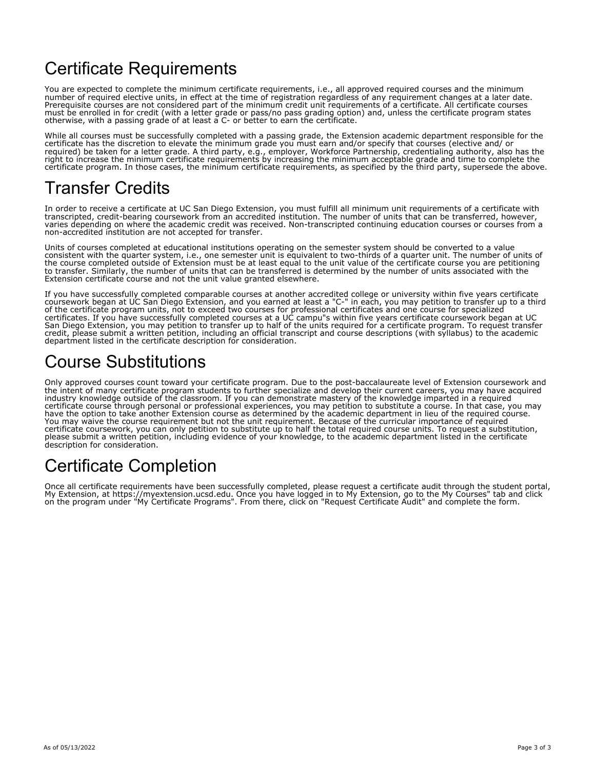# Certificate Requirements

You are expected to complete the minimum certificate requirements, i.e., all approved required courses and the minimum number of required elective units, in effect at the time of registration regardless of any requirement changes at a later date. Prerequisite courses are not considered part of the minimum credit unit requirements of a certificate. All certificate courses must be enrolled in for credit (with a letter grade or pass/no pass grading option) and, unless the certificate program states otherwise, with a passing grade of at least a C- or better to earn the certificate.

While all courses must be successfully completed with a passing grade, the Extension academic department responsible for the certificate has the discretion to elevate the minimum grade you must earn and/or specify that courses (elective and/ or required) be taken for a letter grade. A third party, e.g., employer, Workforce Partnership, credentialing authority, also has the right to increase the minimum certificate requirements by increasing the minimum acceptable grade and time to complete the certificate program. In those cases, the minimum certificate requirements, as specified by the third party, supersede the above.

# Transfer Credits

In order to receive a certificate at UC San Diego Extension, you must fulfill all minimum unit requirements of a certificate with transcripted, credit-bearing coursework from an accredited institution. The number of units that can be transferred, however, varies depending on where the academic credit was received. Non-transcripted continuing education courses or courses from a non-accredited institution are not accepted for transfer.

Units of courses completed at educational institutions operating on the semester system should be converted to a value consistent with the quarter system, i.e., one semester unit is equivalent to two-thirds of a quarter unit. The number of units of the course completed outside of Extension must be at least equal to the unit value of the certificate course you are petitioning to transfer. Similarly, the number of units that can be transferred is determined by the number of units associated with the Extension certificate course and not the unit value granted elsewhere.

If you have successfully completed comparable courses at another accredited college or university within five years certificate coursework began at UC San Diego Extension, and you earned at least a "C-" in each, you may petition to transfer up to a third of the certificate program units, not to exceed two courses for professional certificates and one course for specialized certificates. If you have successfully completed courses at a UC campu"s within five years certificate coursework began at UC San Diego Extension, you may petition to transfer up to half of the units required for a certificate program. To request transfer credit, please submit a written petition, including an official transcript and course descriptions (with syllabus) to the academic department listed in the certificate description for consideration.

# Course Substitutions

Only approved courses count toward your certificate program. Due to the post-baccalaureate level of Extension coursework and the intent of many certificate program students to further specialize and develop their current careers, you may have acquired industry knowledge outside of the classroom. If you can demonstrate mastery of the knowledge imparted in a required certificate course through personal or professional experiences, you may petition to substitute a course. In that case, you may have the option to take another Extension course as determined by the academic department in lieu of the required course. You may waive the course requirement but not the unit requirement. Because of the curricular importance of required certificate coursework, you can only petition to substitute up to half the total required course units. To request a substitution, please submit a written petition, including evidence of your knowledge, to the academic department listed in the certificate description for consideration.

# Certificate Completion

Once all certificate requirements have been successfully completed, please request a certificate audit through the student portal, My Extension, at https://myextension.ucsd.edu. Once you have logged in to My Extension, go to the My Courses" tab and click on the program under "My Certificate Programs". From there, click on "Request Certificate Audit" and complete the form.

As of 05/13/2022